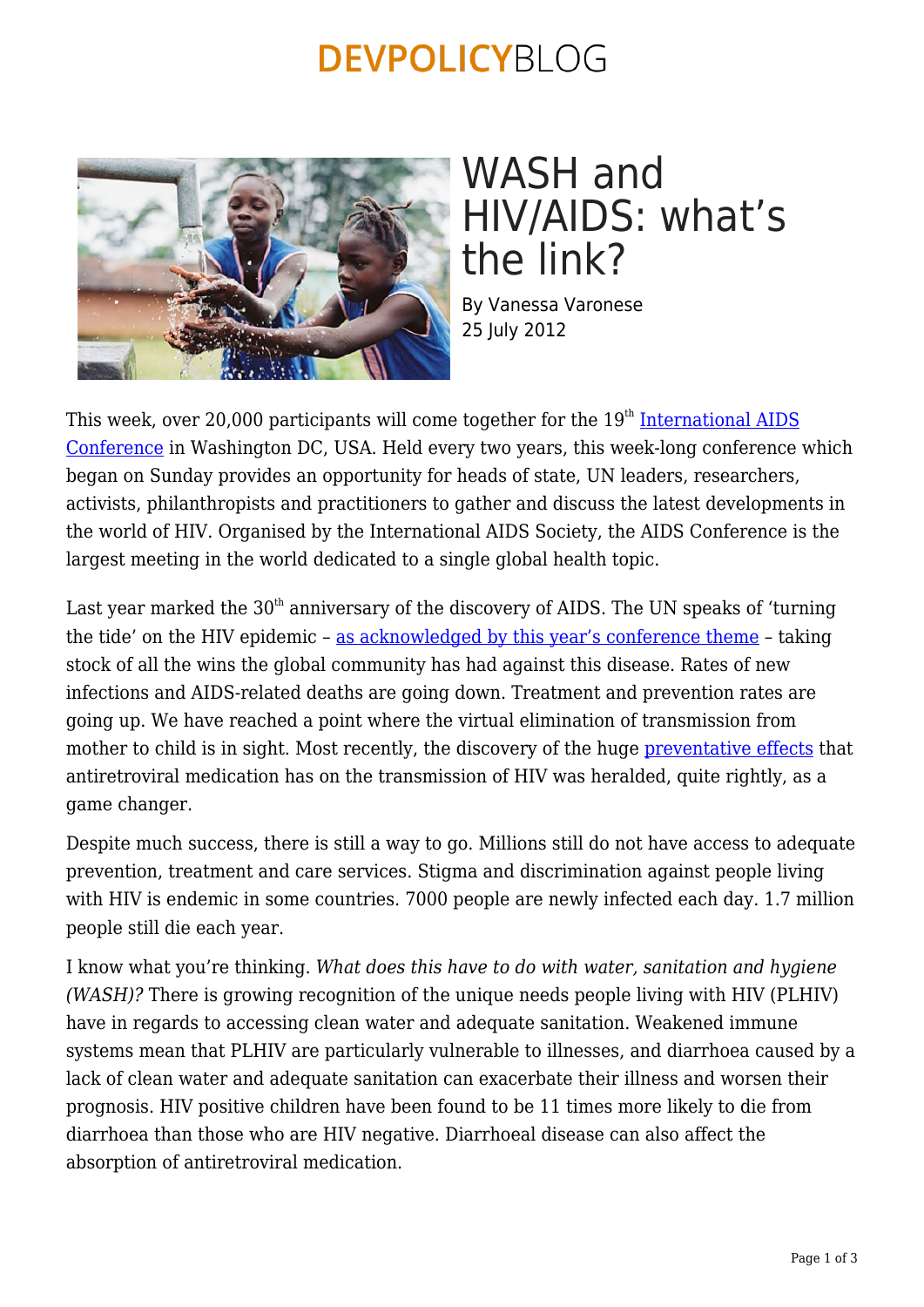# WASH and HIV/AIDS: what's the link?

By Vanessa Varonese
25 July 2012

This week, over 20,000 participants will come together for the 19th International AIDS Conference in Washington DC, USA. Held every two years, this week-long conference which began on Sunday provides an opportunity for heads of state, UN leaders, researchers, activists, philanthropists and practitioners to gather and discuss the latest developments in the world of HIV. Organised by the International AIDS Society, the AIDS Conference is the largest meeting in the world dedicated to a single global health topic.

Last year marked the 30th anniversary of the discovery of AIDS. The UN speaks of 'turning the tide' on the HIV epidemic – as acknowledged by this year's conference theme – taking stock of all the wins the global community has had against this disease. Rates of new infections and AIDS-related deaths are going down. Treatment and prevention rates are going up. We have reached a point where the virtual elimination of transmission from mother to child is in sight. Most recently, the discovery of the huge preventative effects that antiretroviral medication has on the transmission of HIV was heralded, quite rightly, as a game changer.

Despite much success, there is still a way to go. Millions still do not have access to adequate prevention, treatment and care services. Stigma and discrimination against people living with HIV is endemic in some countries. 7000 people are newly infected each day. 1.7 million people still die each year.

I know what you're thinking. *What does this have to do with water, sanitation and hygiene (WASH)?* There is growing recognition of the unique needs people living with HIV (PLHIV) have in regards to accessing clean water and adequate sanitation. Weakened immune systems mean that PLHIV are particularly vulnerable to illnesses, and diarrhoea caused by a lack of clean water and adequate sanitation can exacerbate their illness and worsen their prognosis. HIV positive children have been found to be 11 times more likely to die from diarrhoea than those who are HIV negative. Diarrhoeal disease can also affect the absorption of antiretroviral medication.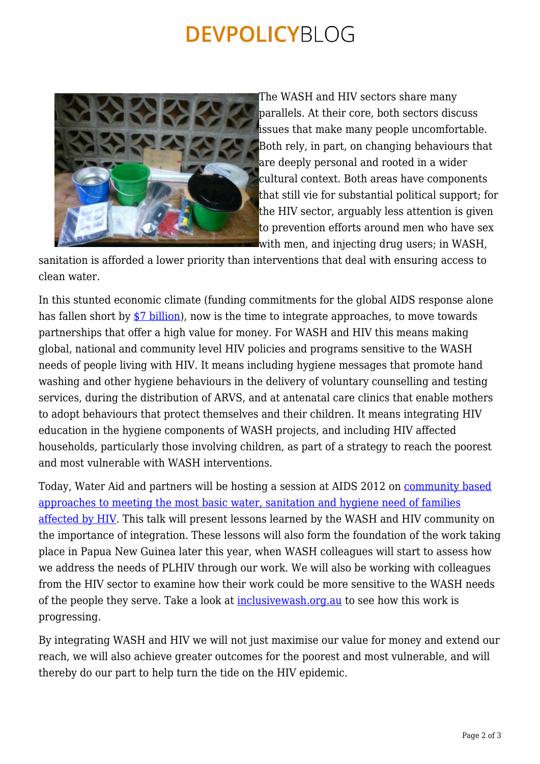The WASH and HIV sectors share many parallels. At their core, both sectors discuss issues that make many people uncomfortable. Both rely, in part, on changing behaviours that are deeply personal and rooted in a wider cultural context. Both areas have components that still vie for substantial political support; for the HIV sector, arguably less attention is given to prevention efforts around men who have sex with men, and injecting drug users; in WASH, sanitation is afforded a lower priority than interventions that deal with ensuring access to clean water.

In this stunted economic climate (funding commitments for the global AIDS response alone has fallen short by [$7 billion](#)), now is the time to integrate approaches, to move towards partnerships that offer a high value for money. For WASH and HIV this means making global, national and community level HIV policies and programs sensitive to the WASH needs of people living with HIV. It means including hygiene messages that promote hand washing and other hygiene behaviours in the delivery of voluntary counselling and testing services, during the distribution of ARVS, and at antenatal care clinics that enable mothers to adopt behaviours that protect themselves and their children. It means integrating HIV education in the hygiene components of WASH projects, and including HIV affected households, particularly those involving children, as part of a strategy to reach the poorest and most vulnerable with WASH interventions.

Today, Water Aid and partners will be hosting a session at AIDS 2012 on [community based approaches to meeting the most basic water, sanitation and hygiene need of families affected by HIV](#). This talk will present lessons learned by the WASH and HIV community on the importance of integration. These lessons will also form the foundation of the work taking place in Papua New Guinea later this year, when WASH colleagues will start to assess how we address the needs of PLHIV through our work. We will also be working with colleagues from the HIV sector to examine how their work could be more sensitive to the WASH needs of the people they serve. Take a look at [inclusivewash.org.au](#) to see how this work is progressing.

By integrating WASH and HIV we will not just maximise our value for money and extend our reach, we will also achieve greater outcomes for the poorest and most vulnerable, and will thereby do our part to help turn the tide on the HIV epidemic.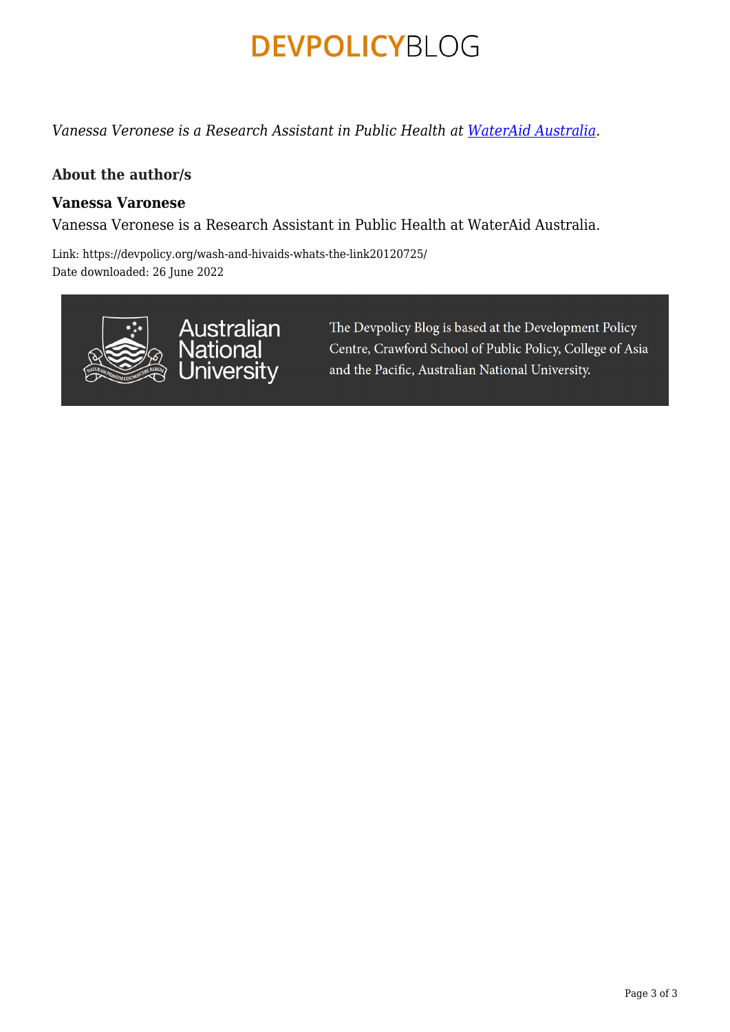*Vanessa Veronese is a Research Assistant in Public Health at [WaterAid Australia](#).*

### About the author/s

**Vanessa Varonese**

Vanessa Veronese is a Research Assistant in Public Health at WaterAid Australia.

Link: https://devpolicy.org/wash-and-hivaids-whats-the-link20120725/
Date downloaded: 26 June 2022

Australian National University

The Devpolicy Blog is based at the Development Policy Centre, Crawford School of Public Policy, College of Asia and the Pacific, Australian National University.